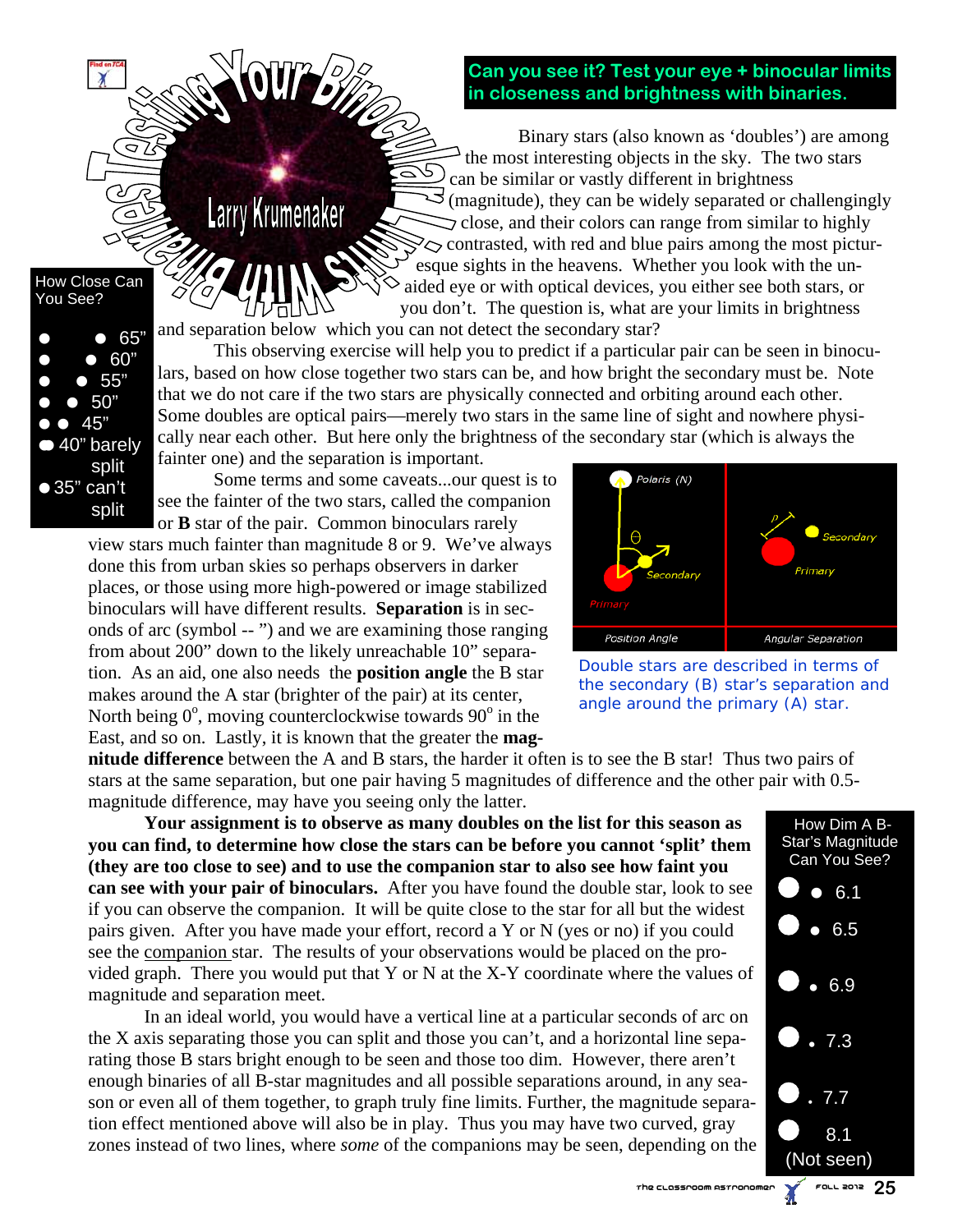# Testing Your Binocular Limits With Binaries

Larry Krumenaker

**Can you see it? Test your eye + binocular limits in closeness and brightness with binaries.**

How Close Can You See?

- 65"
- 60"
- 55"
- 50"
- 45"
- 40" barely split
- 35" can't split

Binary stars (also known as 'doubles') are among the most interesting objects in the sky. The two stars can be similar or vastly different in brightness (magnitude), they can be widely separated or challengingly close, and their colors can range from similar to highly contrasted, with red and blue pairs among the most picturesque sights in the heavens. Whether you look with the unaided eye or with optical devices, you either see both stars, or you don't. The question is, what are your limits in brightness and separation below which you can not detect the secondary star?

This observing exercise will help you to predict if a particular pair can be seen in binoculars, based on how close together two stars can be, and how bright the secondary must be. Note that we do not care if the two stars are physically connected and orbiting around each other. Some doubles are optical pairs—merely two stars in the same line of sight and nowhere physically near each other. But here only the brightness of the secondary star (which is always the fainter one) and the separation is important.

Some terms and some caveats...our quest is to see the fainter of the two stars, called the companion or **B** star of the pair. Common binoculars rarely view stars much fainter than magnitude 8 or 9. We've always done this from urban skies so perhaps observers in darker places, or those using more high-powered or image stabilized binoculars will have different results. **Separation** is in seconds of arc (symbol -- ") and we are examining those ranging from about 200" down to the likely unreachable 10" separation. As an aid, one also needs the **position angle** the B star makes around the A star (brighter of the pair) at its center, North being $0^o$, moving counterclockwise towards $90^o$ in the East, and so on. Lastly, it is known that the greater the **magnitude difference** between the A and B stars, the harder it often is to see the B star! Thus two pairs of stars at the same separation, but one pair having 5 magnitudes of difference and the other pair with 0.5-magnitude difference, may have you seeing only the latter.

Polaris (N) — θ — Secondary — Primary — Position Angle | ρ — Secondary — Primary — Angular Separation

Double stars are described in terms of the secondary (B) star's separation and angle around the primary (A) star.

**Your assignment is to observe as many doubles on the list for this season as you can find, to determine how close the stars can be before you cannot 'split' them (they are too close to see) and to use the companion star to also see how faint you can see with your pair of binoculars.** After you have found the double star, look to see if you can observe the companion. It will be quite close to the star for all but the widest pairs given. After you have made your effort, record a Y or N (yes or no) if you could see the companion star. The results of your observations would be placed on the provided graph. There you would put that Y or N at the X-Y coordinate where the values of magnitude and separation meet.

In an ideal world, you would have a vertical line at a particular seconds of arc on the X axis separating those you can split and those you can't, and a horizontal line separating those B stars bright enough to be seen and those too dim. However, there aren't enough binaries of all B-star magnitudes and all possible separations around, in any season or even all of them together, to graph truly fine limits. Further, the magnitude separation effect mentioned above will also be in play. Thus you may have two curved, gray zones instead of two lines, where *some* of the companions may be seen, depending on the

How Dim A B-Star's Magnitude Can You See?

- 6.1
- 6.5
- 6.9
- 7.3
- 7.7
- 8.1 (Not seen)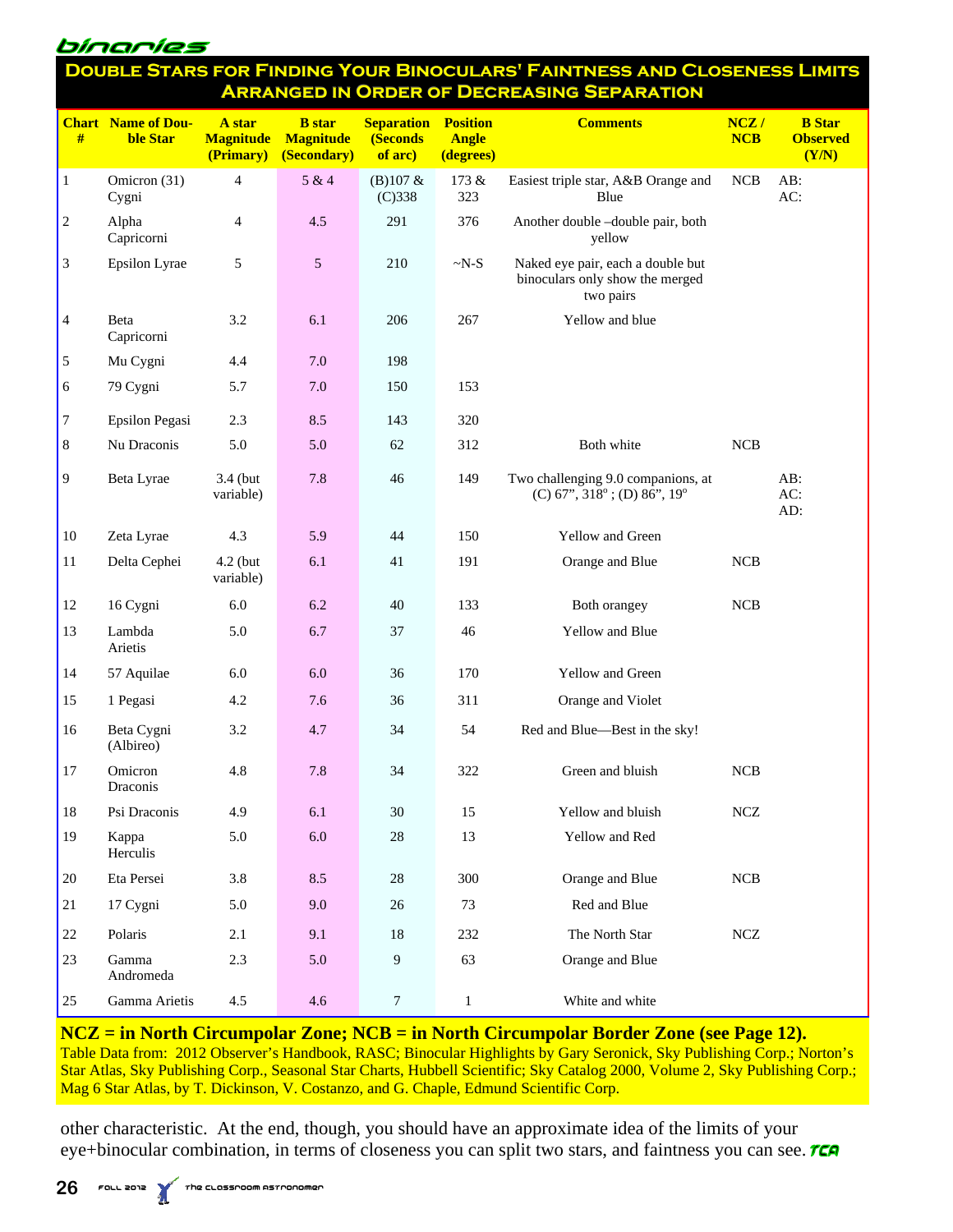binaries

## Double Stars for Finding Your Binoculars' Faintness and Closeness Limits Arranged in Order of Decreasing Separation

| Chart # | Name of Double Star | A star Magnitude (Primary) | B star Magnitude (Secondary) | Separation (Seconds of arc) | Position Angle (degrees) | Comments | NCZ / NCB | B Star Observed (Y/N) |
|---|---|---|---|---|---|---|---|---|
| 1 | Omicron (31) Cygni | 4 | 5 & 4 | (B)107 & (C)338 | 173 & 323 | Easiest triple star, A&B Orange and Blue | NCB | AB: AC: |
| 2 | Alpha Capricorni | 4 | 4.5 | 291 | 376 | Another double –double pair, both yellow | | |
| 3 | Epsilon Lyrae | 5 | 5 | 210 | ~N-S | Naked eye pair, each a double but binoculars only show the merged two pairs | | |
| 4 | Beta Capricorni | 3.2 | 6.1 | 206 | 267 | Yellow and blue | | |
| 5 | Mu Cygni | 4.4 | 7.0 | 198 | | | | |
| 6 | 79 Cygni | 5.7 | 7.0 | 150 | 153 | | | |
| 7 | Epsilon Pegasi | 2.3 | 8.5 | 143 | 320 | | | |
| 8 | Nu Draconis | 5.0 | 5.0 | 62 | 312 | Both white | NCB | |
| 9 | Beta Lyrae | 3.4 (but variable) | 7.8 | 46 | 149 | Two challenging 9.0 companions, at (C) 67”, 318°; (D) 86”, 19° | | AB: AC: AD: |
| 10 | Zeta Lyrae | 4.3 | 5.9 | 44 | 150 | Yellow and Green | | |
| 11 | Delta Cephei | 4.2 (but variable) | 6.1 | 41 | 191 | Orange and Blue | NCB | |
| 12 | 16 Cygni | 6.0 | 6.2 | 40 | 133 | Both orangey | NCB | |
| 13 | Lambda Arietis | 5.0 | 6.7 | 37 | 46 | Yellow and Blue | | |
| 14 | 57 Aquilae | 6.0 | 6.0 | 36 | 170 | Yellow and Green | | |
| 15 | 1 Pegasi | 4.2 | 7.6 | 36 | 311 | Orange and Violet | | |
| 16 | Beta Cygni (Albireo) | 3.2 | 4.7 | 34 | 54 | Red and Blue—Best in the sky! | | |
| 17 | Omicron Draconis | 4.8 | 7.8 | 34 | 322 | Green and bluish | NCB | |
| 18 | Psi Draconis | 4.9 | 6.1 | 30 | 15 | Yellow and bluish | NCZ | |
| 19 | Kappa Herculis | 5.0 | 6.0 | 28 | 13 | Yellow and Red | | |
| 20 | Eta Persei | 3.8 | 8.5 | 28 | 300 | Orange and Blue | NCB | |
| 21 | 17 Cygni | 5.0 | 9.0 | 26 | 73 | Red and Blue | | |
| 22 | Polaris | 2.1 | 9.1 | 18 | 232 | The North Star | NCZ | |
| 23 | Gamma Andromeda | 2.3 | 5.0 | 9 | 63 | Orange and Blue | | |
| 25 | Gamma Arietis | 4.5 | 4.6 | 7 | 1 | White and white | | |

**NCZ = in North Circumpolar Zone; NCB = in North Circumpolar Border Zone (see Page 12).**
Table Data from: 2012 Observer's Handbook, RASC; Binocular Highlights by Gary Seronick, Sky Publishing Corp.; Norton's Star Atlas, Sky Publishing Corp., Seasonal Star Charts, Hubbell Scientific; Sky Catalog 2000, Volume 2, Sky Publishing Corp.; Mag 6 Star Atlas, by T. Dickinson, V. Costanzo, and G. Chaple, Edmund Scientific Corp.

other characteristic. At the end, though, you should have an approximate idea of the limits of your eye+binocular combination, in terms of closeness you can split two stars, and faintness you can see. TCA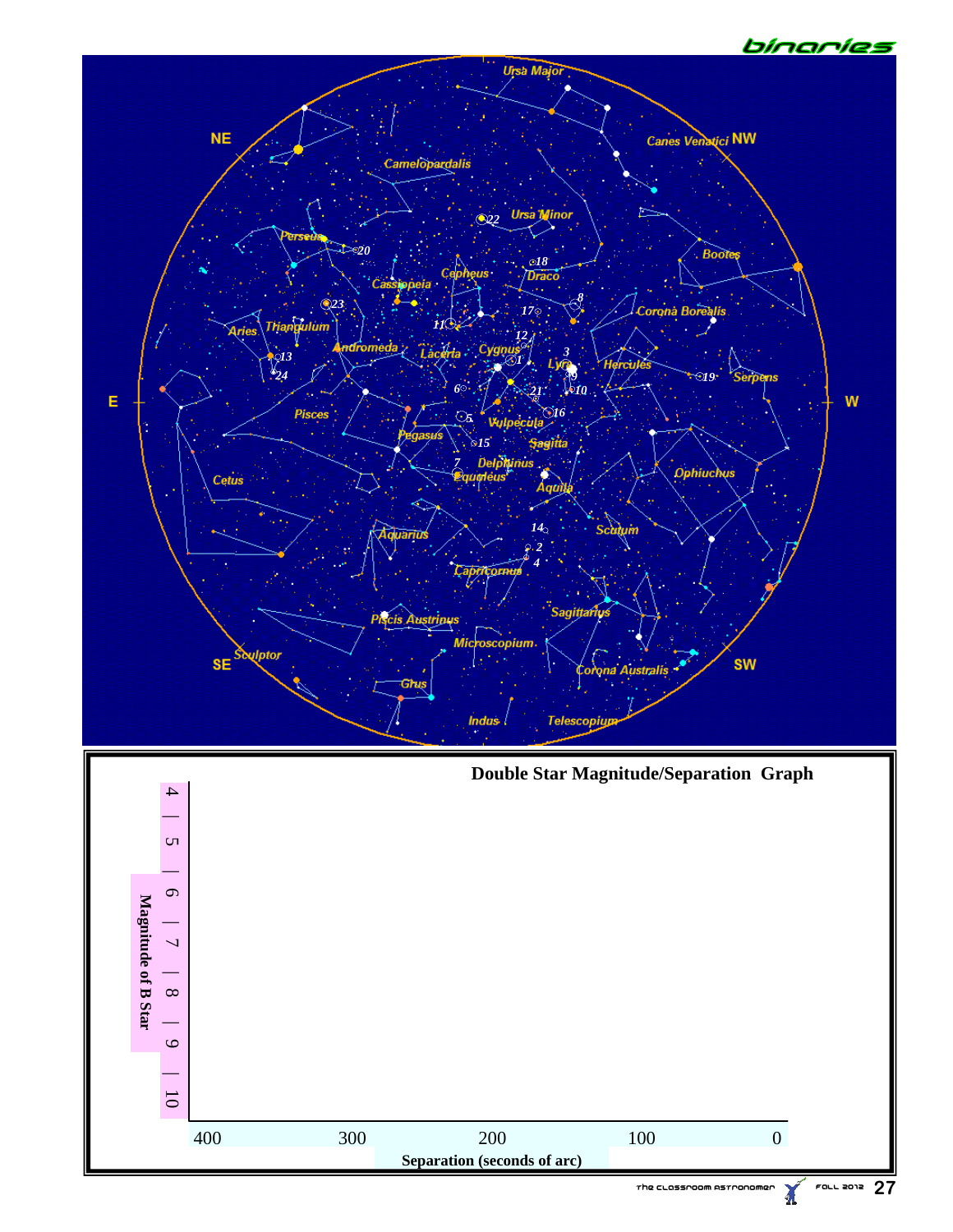Ursa Major
NE
NW
Canes Venatici
Camelopardalis
22
Ursa Minor
Perseus
20
18
Bootes
Cepheus
Draco
Cassiopeia
8
23
17
Corona Borealis
11
Aries
Triangulum
12
Andromeda
Lacerta
Cygnus
3
13
1
Lyra
Hercules
24
19
Serpens
9
6
21
10
E
W
Pisces
5
16
Vulpecula
Pegasus
15
Sagitta
7
Delphinus
Equuleus
Cetus
Ophiuchus
Aquila
14
Aquarius
Scutum
2
4
Capricornus
Sagittarius
Piscis Austrinus
Microscopium
Sculptor
SE
SW
Corona Australis
Grus
Indus
Telescopium

**Double Star Magnitude/Separation Graph**

Magnitude of B Star

4 | 5 | 6 | 7 | 8 | 9 | 10

400
300
200
100
0

Separation (seconds of arc)